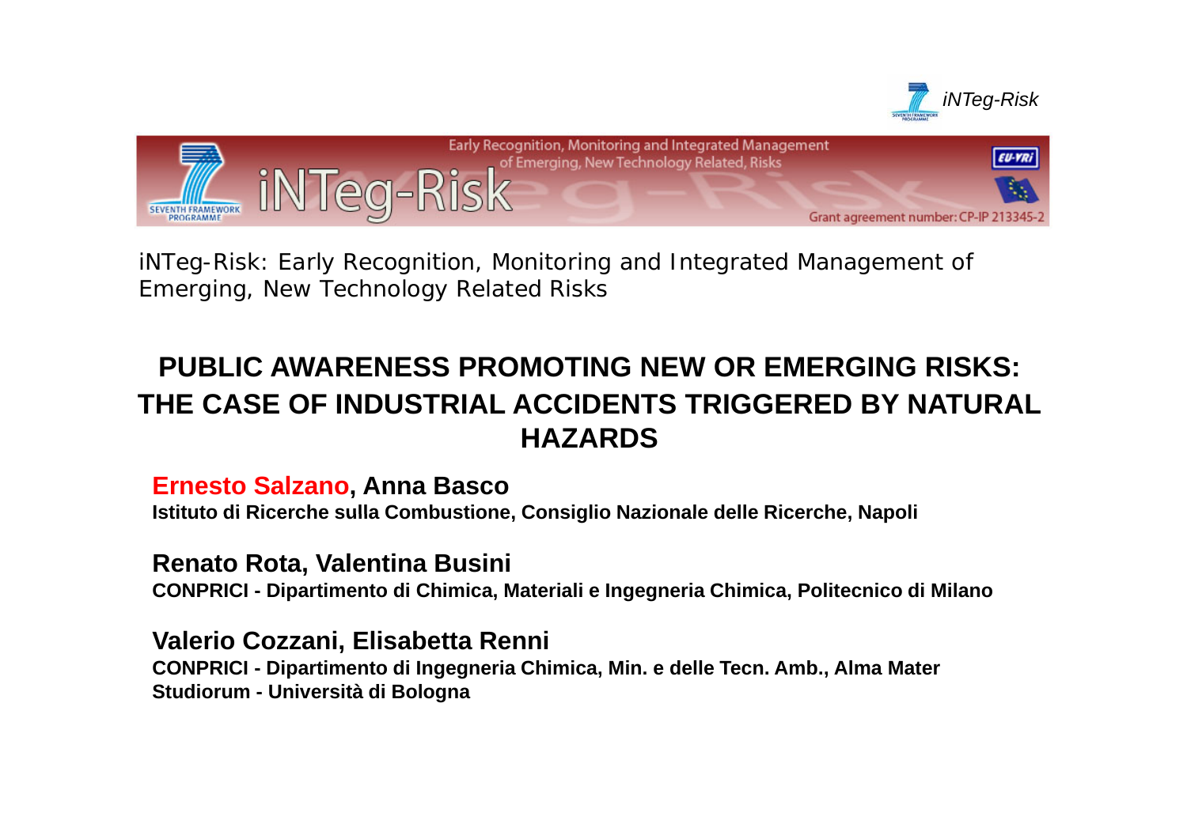iNTeg-Risk: Early Recognition, Monitoring and Integrated Management of Emerging, New Technology Related Risks

# PUBLIC AWARENESS PROMOTING NEW OR EMERGING RISKS: THE CASE OF INDUSTRIAL ACCIDENTS TRIGGERED BY NATURAL HAZARDS

**Ernesto Salzano, Anna Basco**
**Istituto di Ricerche sulla Combustione, Consiglio Nazionale delle Ricerche, Napoli**

**Renato Rota, Valentina Busini**
**CONPRICI - Dipartimento di Chimica, Materiali e Ingegneria Chimica, Politecnico di Milano**

**Valerio Cozzani, Elisabetta Renni**
**CONPRICI - Dipartimento di Ingegneria Chimica, Min. e delle Tecn. Amb., Alma Mater Studiorum - Università di Bologna**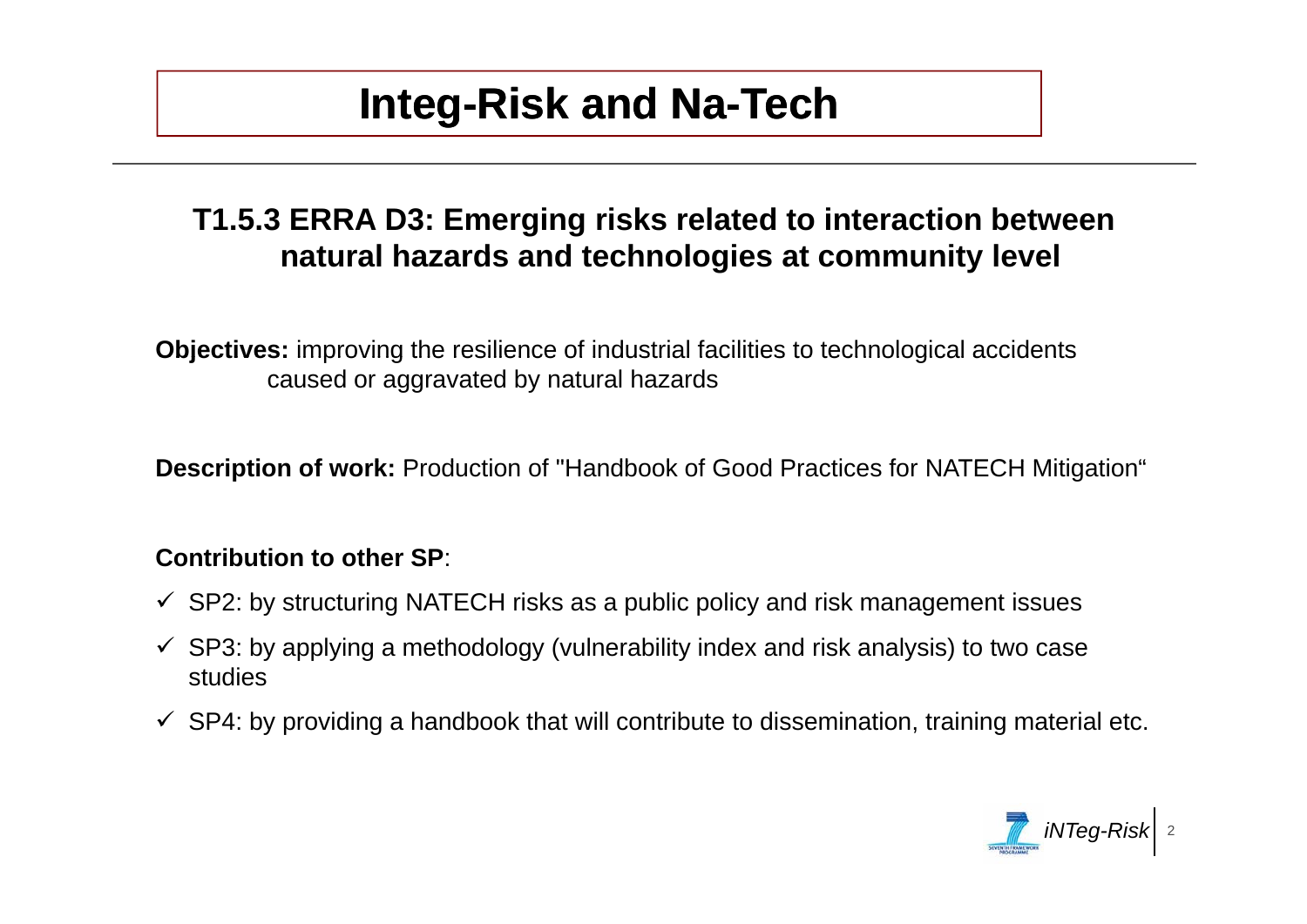# Integ-Risk and Na-Tech

## T1.5.3 ERRA D3: Emerging risks related to interaction between natural hazards and technologies at community level

**Objectives:** improving the resilience of industrial facilities to technological accidents caused or aggravated by natural hazards

**Description of work:** Production of "Handbook of Good Practices for NATECH Mitigation“

**Contribution to other SP**:

- ✓ SP2: by structuring NATECH risks as a public policy and risk management issues
- ✓ SP3: by applying a methodology (vulnerability index and risk analysis) to two case studies
- ✓ SP4: by providing a handbook that will contribute to dissemination, training material etc.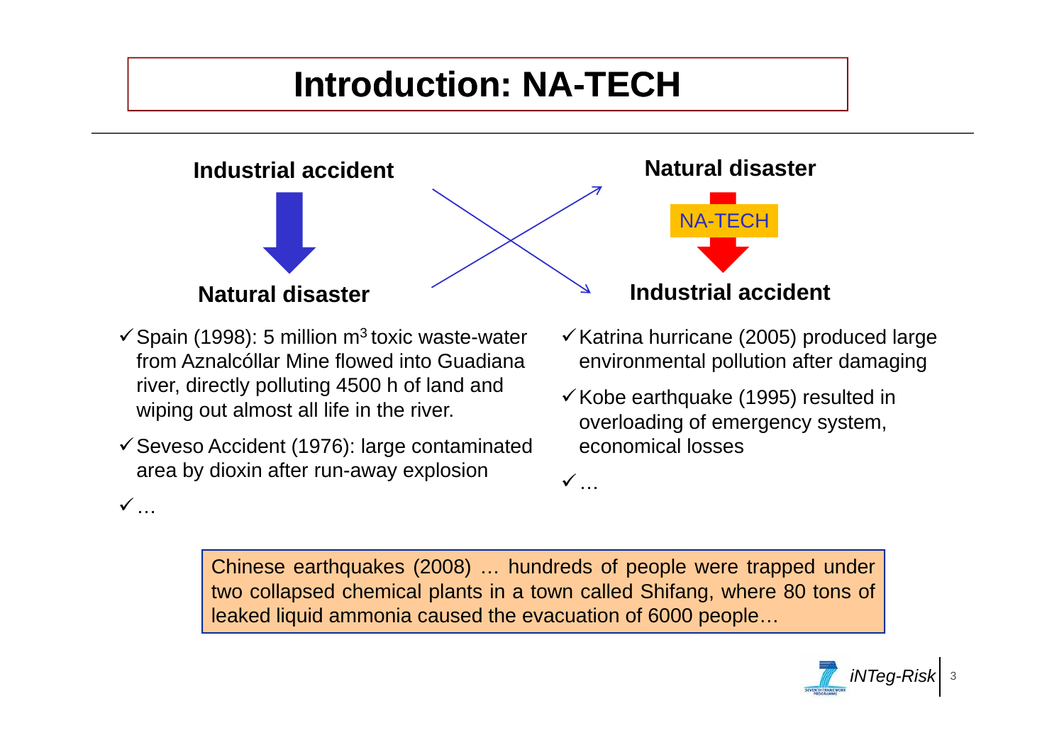# Introduction: NA-TECH

**Industrial accident** → **Natural disaster**

**Natural disaster** → NA-TECH → **Industrial accident**

- ✓ Spain (1998): 5 million m$^3$ toxic waste-water from Aznalcóllar Mine flowed into Guadiana river, directly polluting 4500 h of land and wiping out almost all life in the river.
- ✓ Seveso Accident (1976): large contaminated area by dioxin after run-away explosion
- ✓ …

- ✓ Katrina hurricane (2005) produced large environmental pollution after damaging
- ✓ Kobe earthquake (1995) resulted in overloading of emergency system, economical losses
- ✓ …

Chinese earthquakes (2008) … hundreds of people were trapped under two collapsed chemical plants in a town called Shifang, where 80 tons of leaked liquid ammonia caused the evacuation of 6000 people…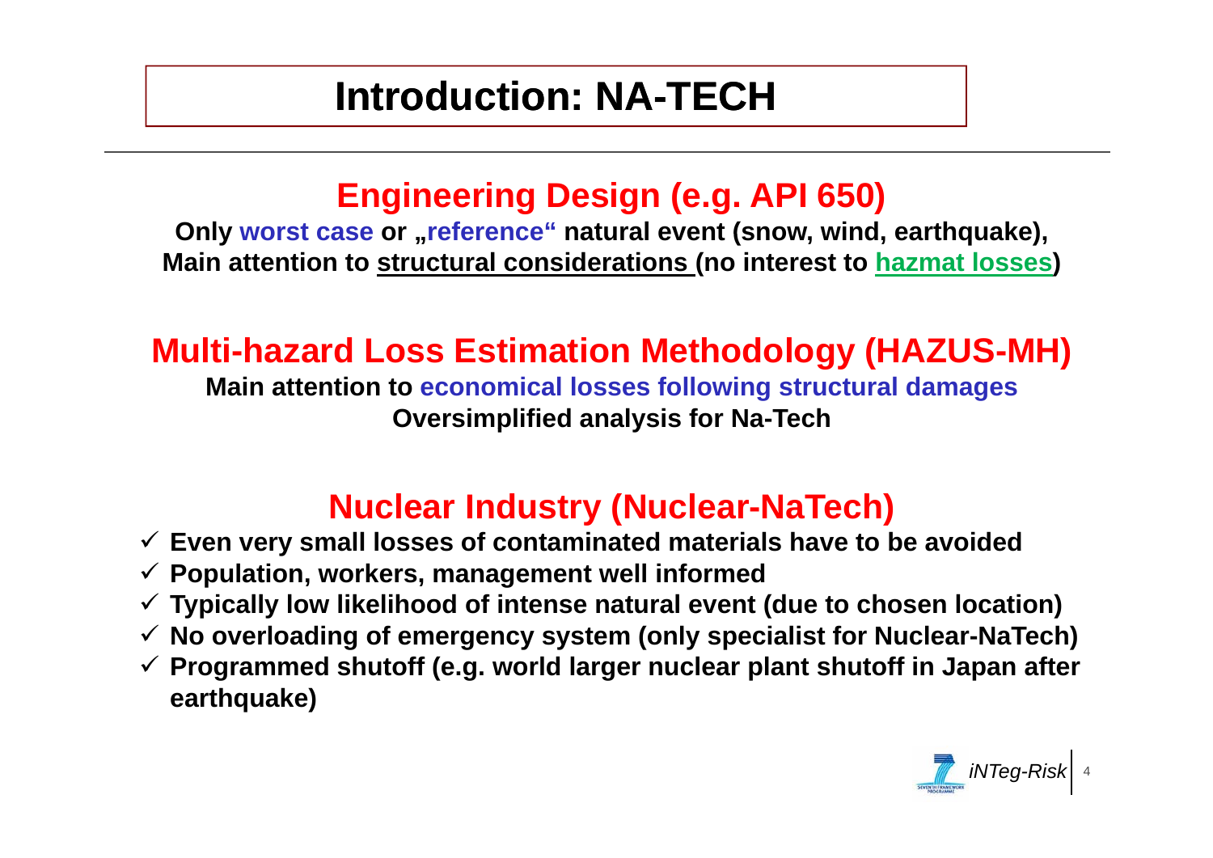# Introduction: NA-TECH

## Engineering Design (e.g. API 650)

**Only worst case or „reference“ natural event (snow, wind, earthquake),**
**Main attention to structural considerations (no interest to hazmat losses)**

## Multi-hazard Loss Estimation Methodology (HAZUS-MH)

**Main attention to economical losses following structural damages**
**Oversimplified analysis for Na-Tech**

## Nuclear Industry (Nuclear-NaTech)

- ✓ **Even very small losses of contaminated materials have to be avoided**
- ✓ **Population, workers, management well informed**
- ✓ **Typically low likelihood of intense natural event (due to chosen location)**
- ✓ **No overloading of emergency system (only specialist for Nuclear-NaTech)**
- ✓ **Programmed shutoff (e.g. world larger nuclear plant shutoff in Japan after earthquake)**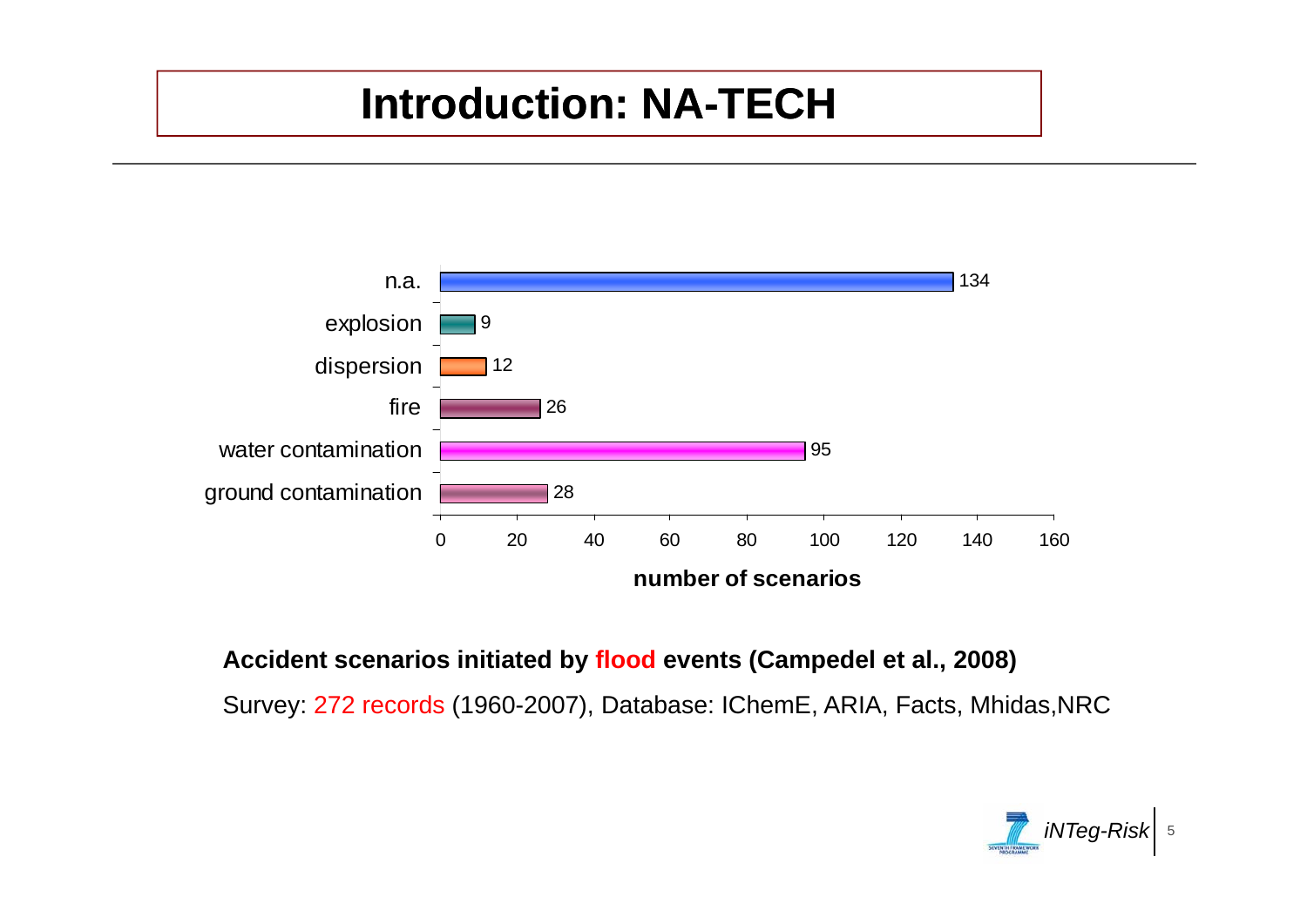# Introduction: NA-TECH

| Scenario | Number of scenarios |
| --- | --- |
| n.a. | 134 |
| explosion | 9 |
| dispersion | 12 |
| fire | 26 |
| water contamination | 95 |
| ground contamination | 28 |

**number of scenarios**

**Accident scenarios initiated by flood events (Campedel et al., 2008)**

Survey: 272 records (1960-2007), Database: IChemE, ARIA, Facts, Mhidas,NRC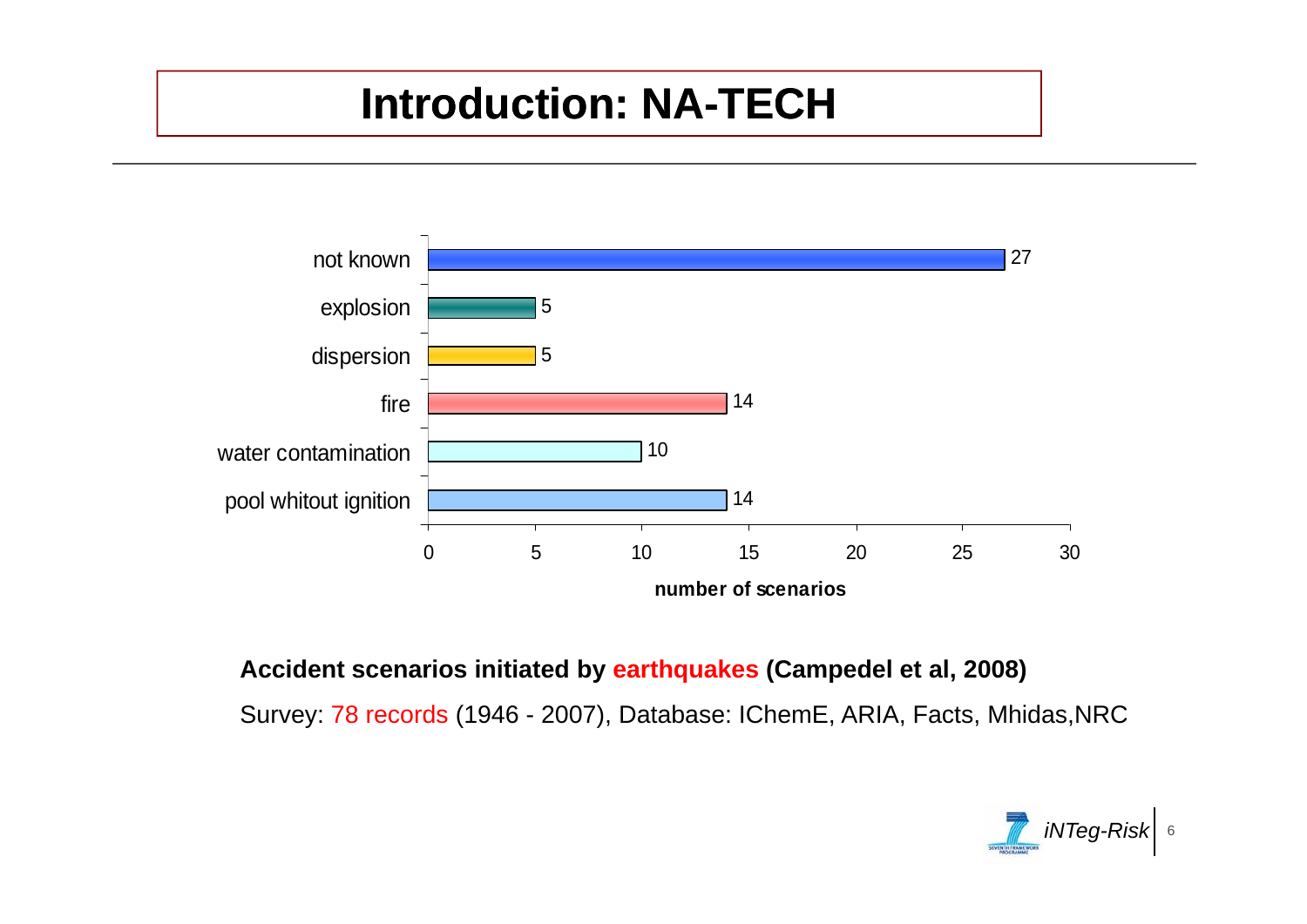# Introduction: NA-TECH

| Scenario | Number of scenarios |
| --- | --- |
| not known | 27 |
| explosion | 5 |
| dispersion | 5 |
| fire | 14 |
| water contamination | 10 |
| pool whitout ignition | 14 |

number of scenarios

**Accident scenarios initiated by earthquakes (Campedel et al, 2008)**

Survey: 78 records (1946 - 2007), Database: IChemE, ARIA, Facts, Mhidas,NRC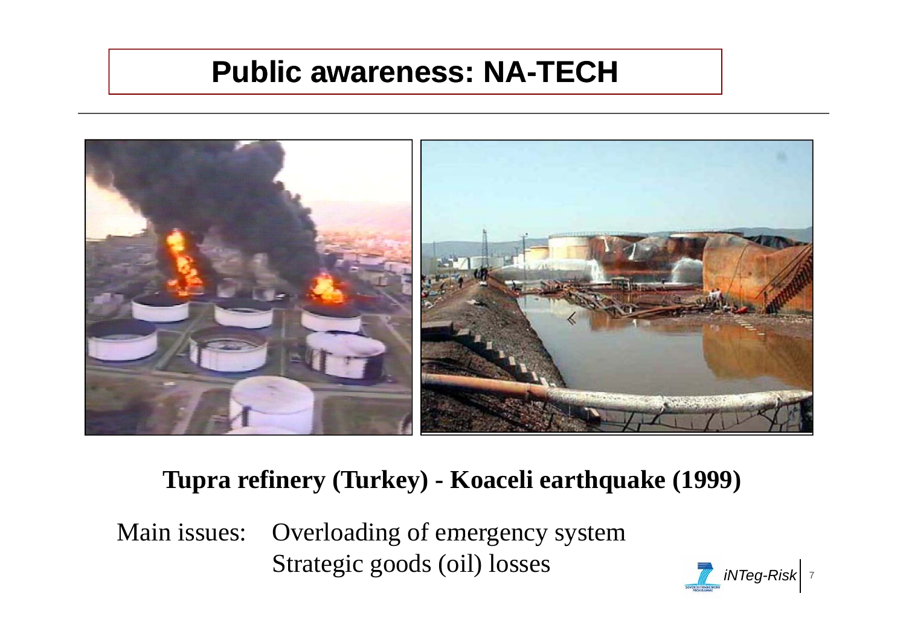# Public awareness: NA-TECH

**Tupra refinery (Turkey) - Koaceli earthquake (1999)**

Main issues: Overloading of emergency system
Strategic goods (oil) losses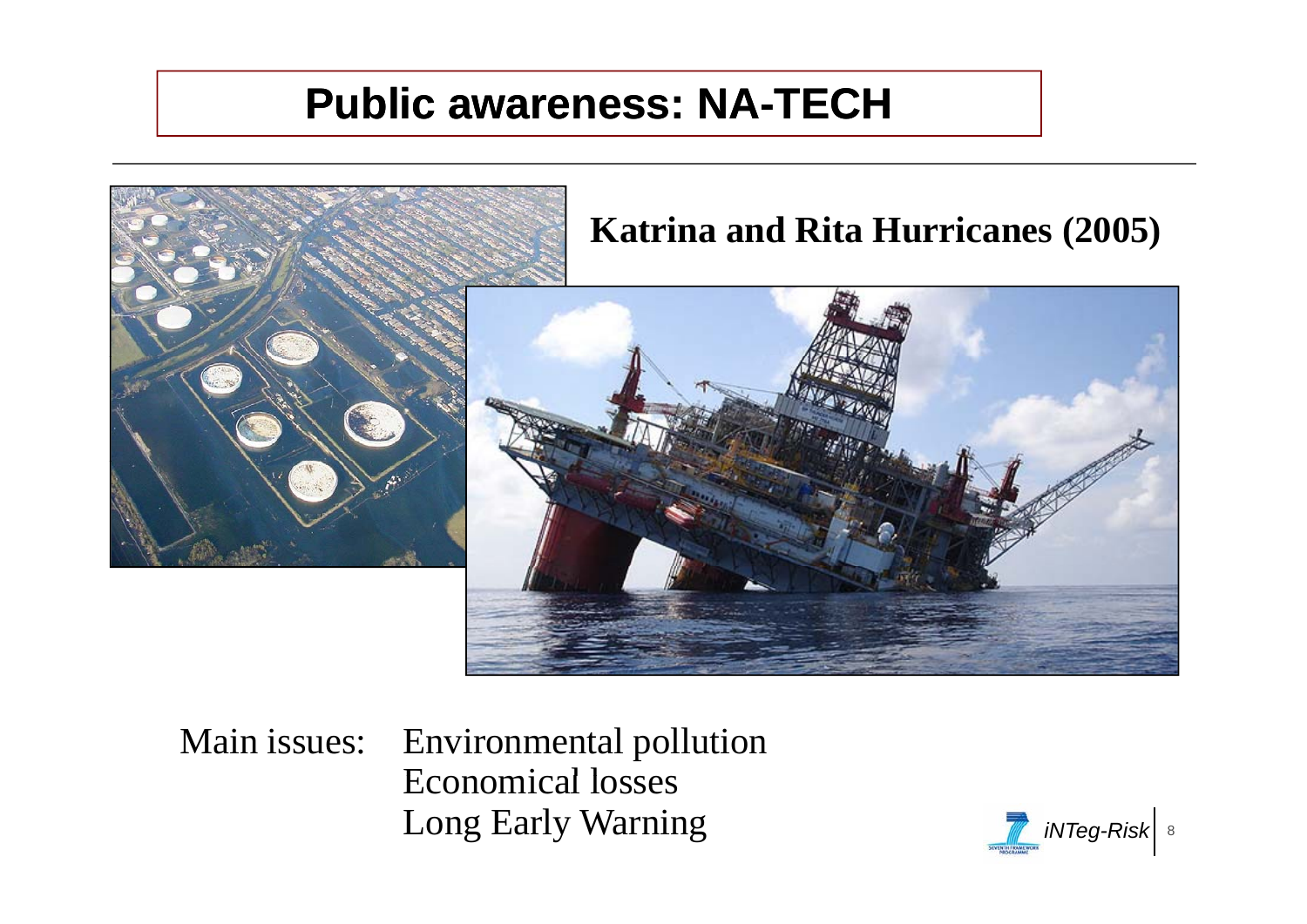# Public awareness: NA-TECH

**Katrina and Rita Hurricanes (2005)**

Main issues: Environmental pollution
Economical losses
Long Early Warning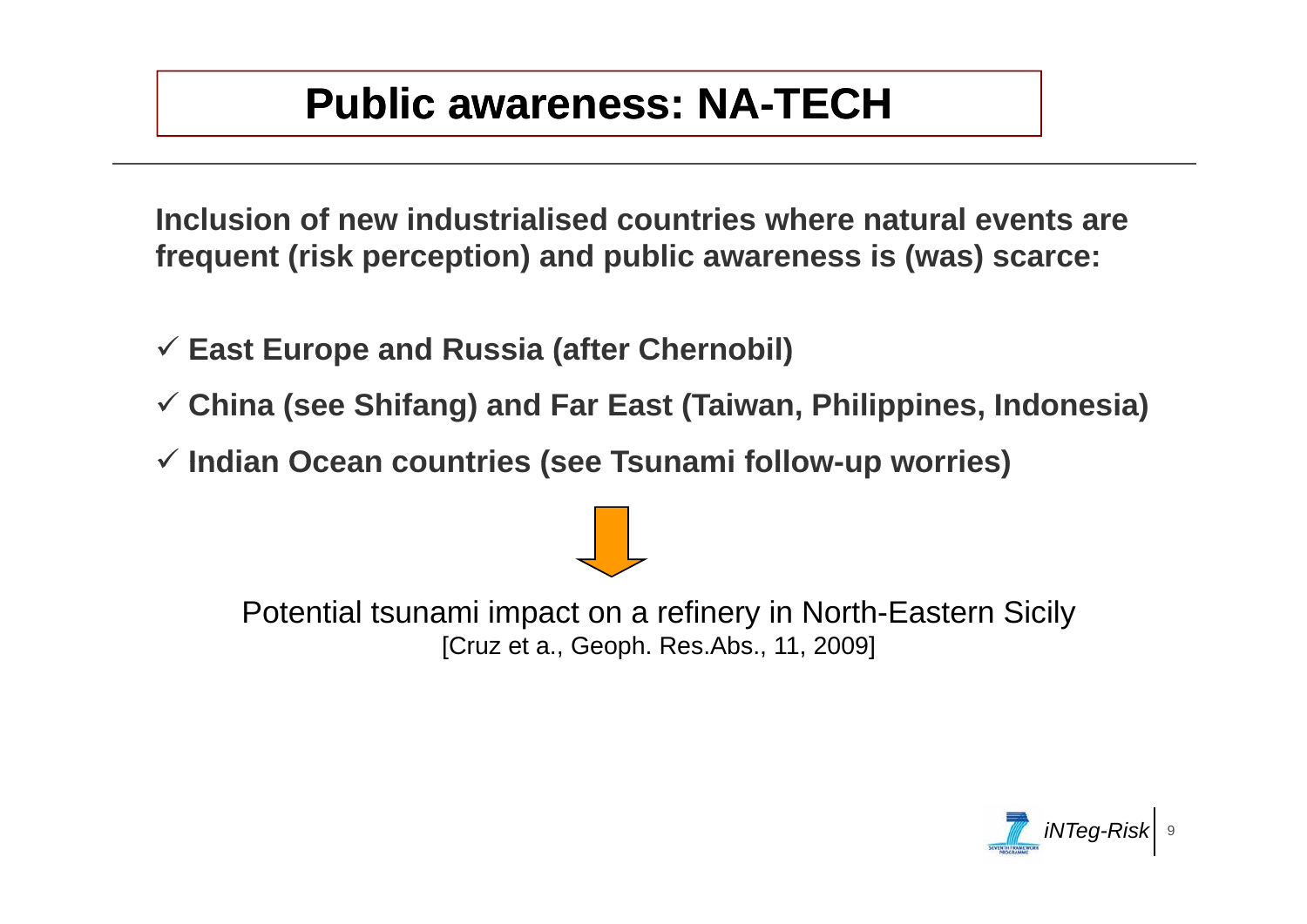# Public awareness: NA-TECH

**Inclusion of new industrialised countries where natural events are frequent (risk perception) and public awareness is (was) scarce:**

- ✓ **East Europe and Russia (after Chernobil)**
- ✓ **China (see Shifang) and Far East (Taiwan, Philippines, Indonesia)**
- ✓ **Indian Ocean countries (see Tsunami follow-up worries)**

↓

Potential tsunami impact on a refinery in North-Eastern Sicily
[Cruz et a., Geoph. Res.Abs., 11, 2009]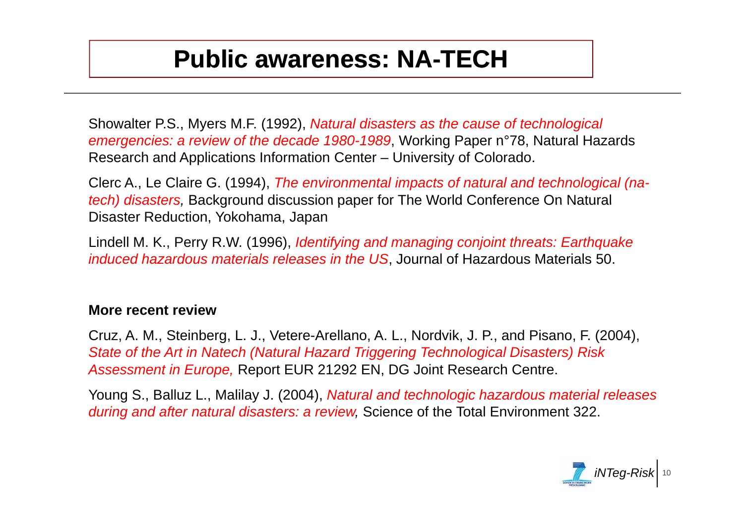# Public awareness: NA-TECH

Showalter P.S., Myers M.F. (1992), *Natural disasters as the cause of technological emergencies: a review of the decade 1980-1989*, Working Paper n°78, Natural Hazards Research and Applications Information Center – University of Colorado.

Clerc A., Le Claire G. (1994), *The environmental impacts of natural and technological (na-tech) disasters,* Background discussion paper for The World Conference On Natural Disaster Reduction, Yokohama, Japan

Lindell M. K., Perry R.W. (1996), *Identifying and managing conjoint threats: Earthquake induced hazardous materials releases in the US*, Journal of Hazardous Materials 50.

**More recent review**

Cruz, A. M., Steinberg, L. J., Vetere-Arellano, A. L., Nordvik, J. P., and Pisano, F. (2004), *State of the Art in Natech (Natural Hazard Triggering Technological Disasters) Risk Assessment in Europe,* Report EUR 21292 EN, DG Joint Research Centre.

Young S., Balluz L., Malilay J. (2004), *Natural and technologic hazardous material releases during and after natural disasters: a review,* Science of the Total Environment 322.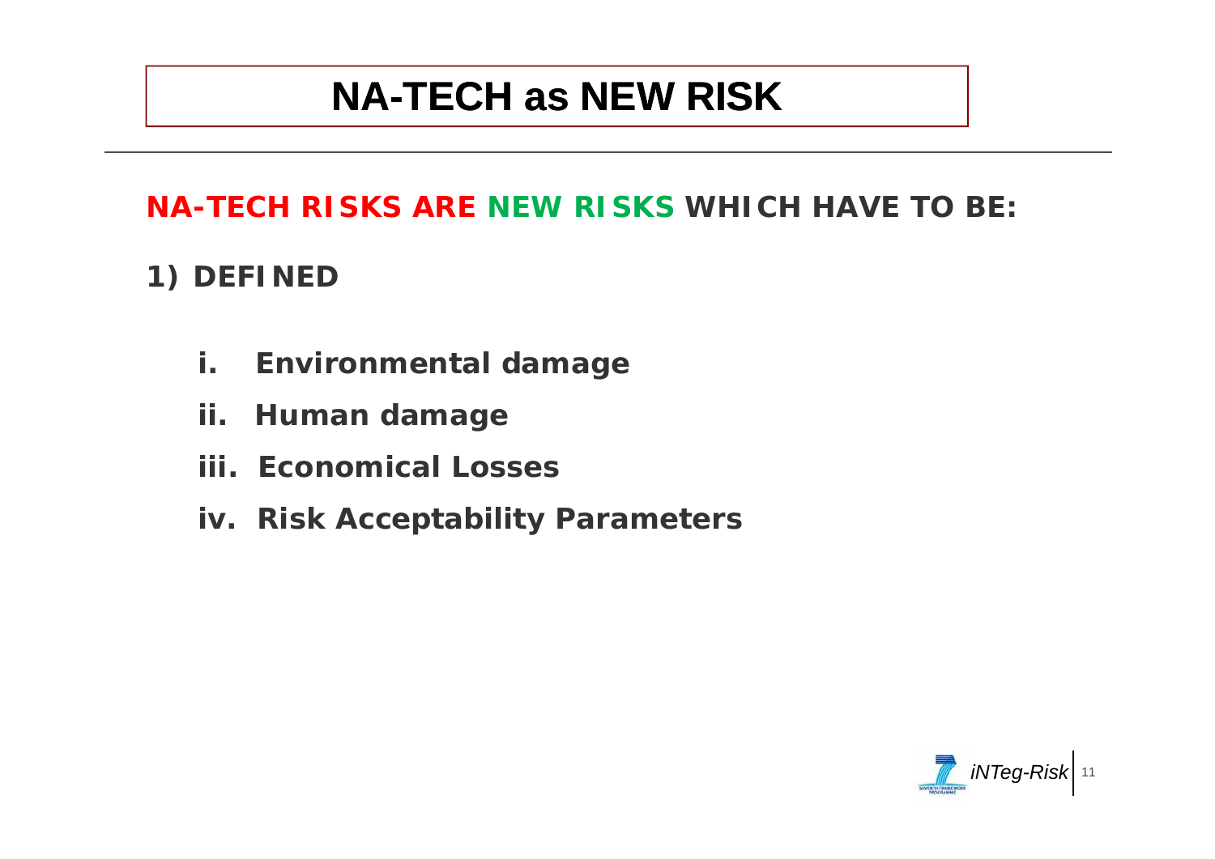# NA-TECH as NEW RISK

**NA-TECH RISKS ARE NEW RISKS WHICH HAVE TO BE:**

**1) DEFINED**

- **i. Environmental damage**
- **ii. Human damage**
- **iii. Economical Losses**
- **iv. Risk Acceptability Parameters**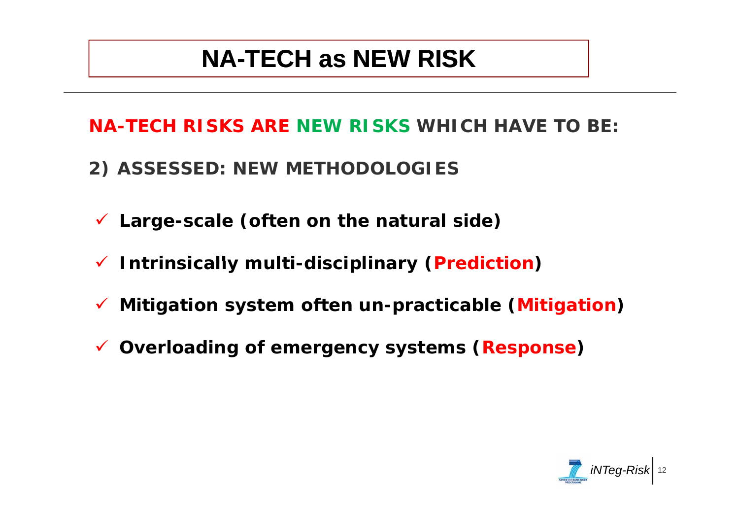# NA-TECH as NEW RISK

**NA-TECH RISKS ARE NEW RISKS WHICH HAVE TO BE:**

**2) ASSESSED: NEW METHODOLOGIES**

- ✓ **Large-scale (often on the natural side)**
- ✓ **Intrinsically multi-disciplinary (Prediction)**
- ✓ **Mitigation system often un-practicable (Mitigation)**
- ✓ **Overloading of emergency systems (Response)**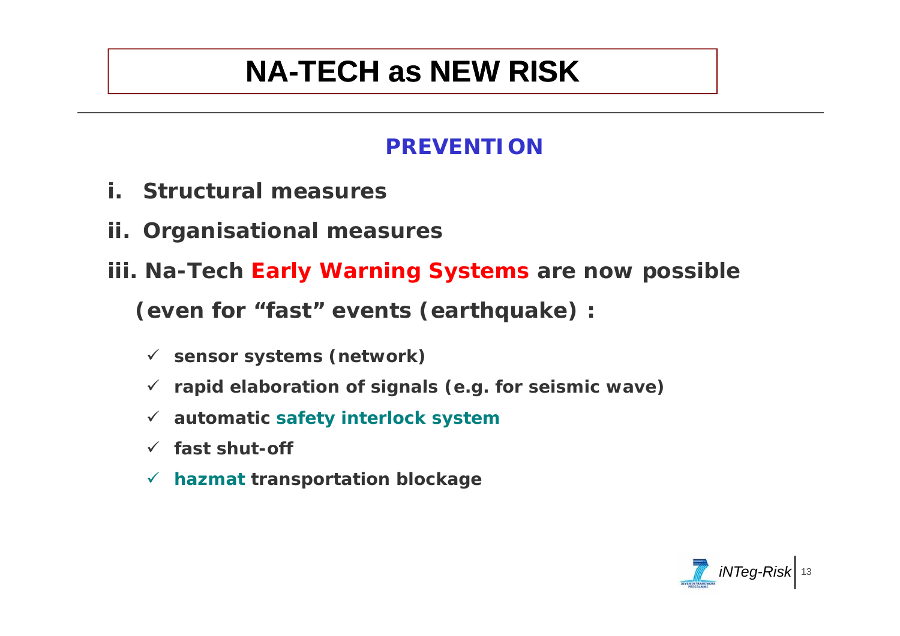# NA-TECH as NEW RISK

## PREVENTION

i. **Structural measures**

ii. **Organisational measures**

iii. **Na-Tech Early Warning Systems are now possible (even for "fast" events (earthquake) :**

- ✓ **sensor systems (network)**
- ✓ **rapid elaboration of signals (e.g. for seismic wave)**
- ✓ **automatic safety interlock system**
- ✓ **fast shut-off**
- ✓ **hazmat transportation blockage**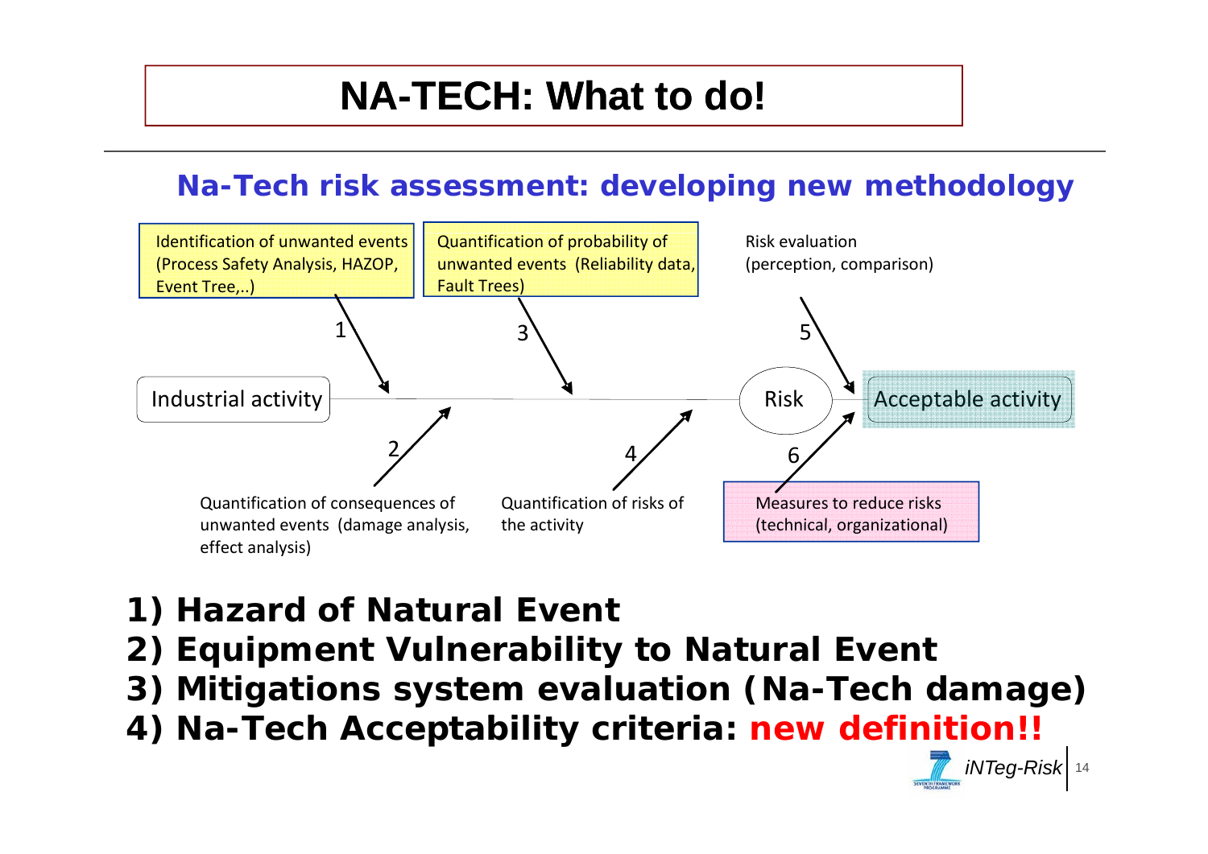# NA-TECH: What to do!

## Na-Tech risk assessment: developing new methodology

Industrial activity → Risk → Acceptable activity

1. Identification of unwanted events (Process Safety Analysis, HAZOP, Event Tree,..)
2. Quantification of consequences of unwanted events (damage analysis, effect analysis)
3. Quantification of probability of unwanted events (Reliability data, Fault Trees)
4. Quantification of risks of the activity
5. Risk evaluation (perception, comparison)
6. Measures to reduce risks (technical, organizational)

**1) Hazard of Natural Event**

**2) Equipment Vulnerability to Natural Event**

**3) Mitigations system evaluation (Na-Tech damage)**

**4) Na-Tech Acceptability criteria: new definition!!**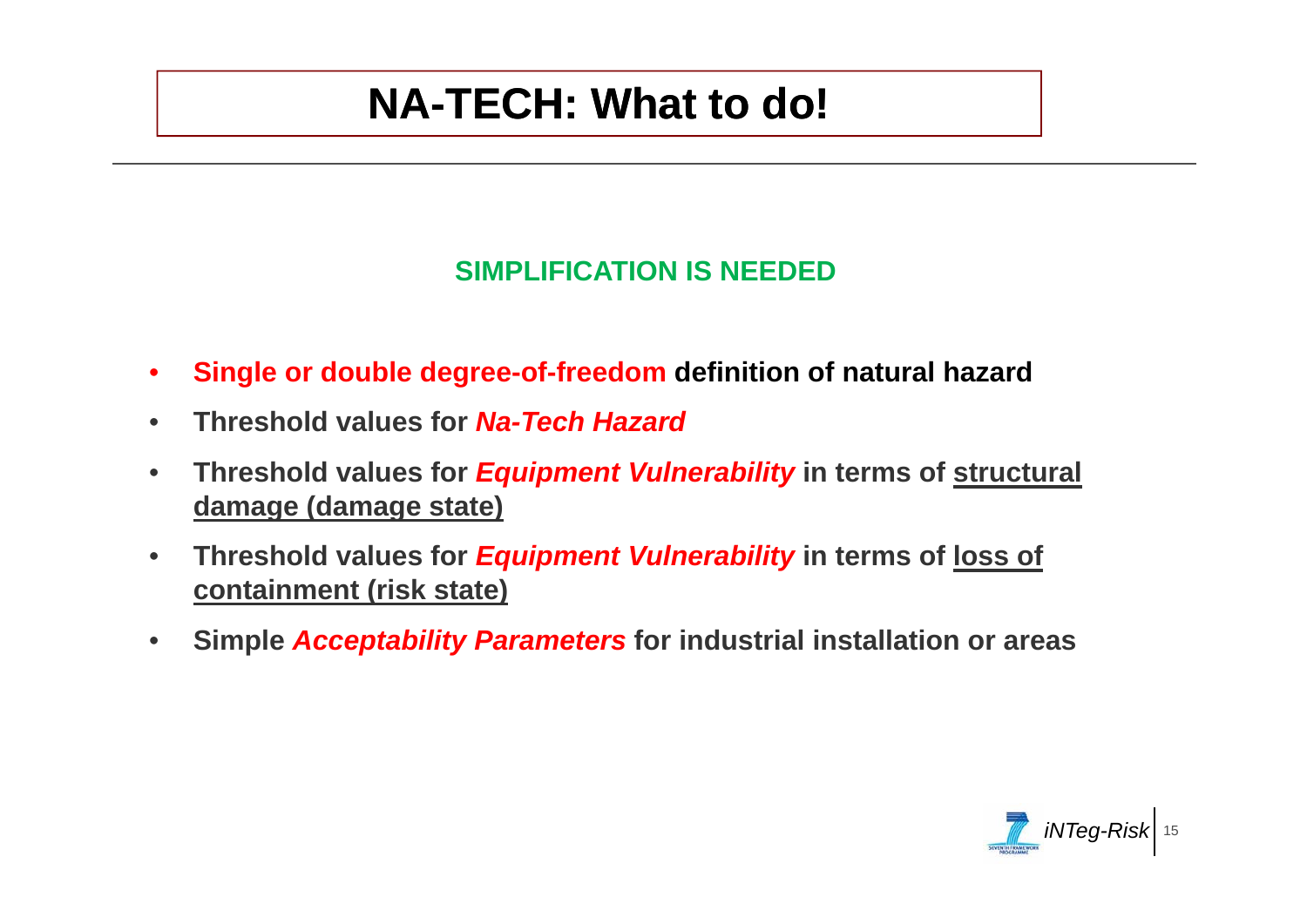# NA-TECH: What to do!

**SIMPLIFICATION IS NEEDED**

- **Single or double degree-of-freedom definition of natural hazard**
- **Threshold values for *Na-Tech Hazard***
- **Threshold values for *Equipment Vulnerability* in terms of structural damage (damage state)**
- **Threshold values for *Equipment Vulnerability* in terms of loss of containment (risk state)**
- **Simple *Acceptability Parameters* for industrial installation or areas**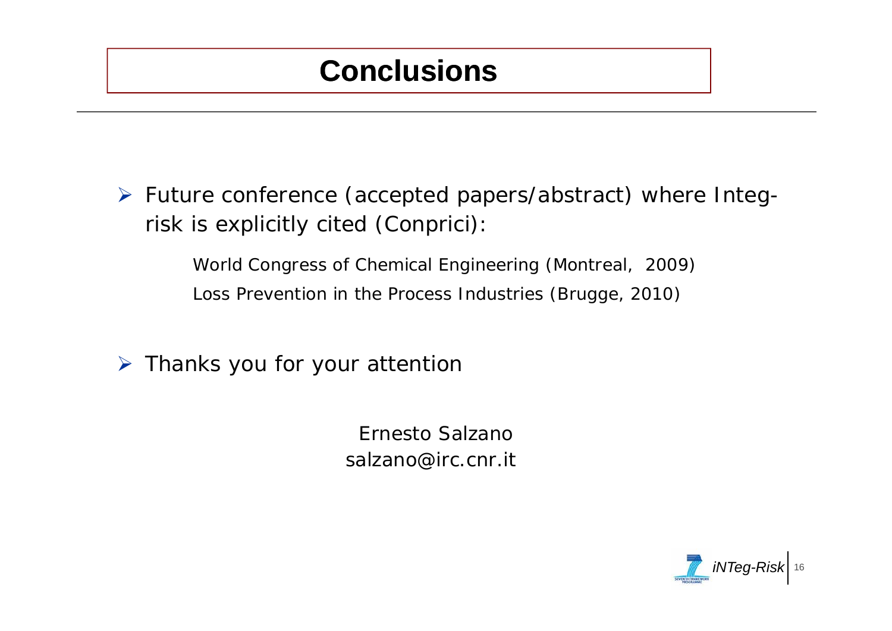# Conclusions

- Future conference (accepted papers/abstract) where Integ-risk is explicitly cited (Conprici):

  World Congress of Chemical Engineering (Montreal, 2009)

  Loss Prevention in the Process Industries (Brugge, 2010)

- Thanks you for your attention

Ernesto Salzano
salzano@irc.cnr.it